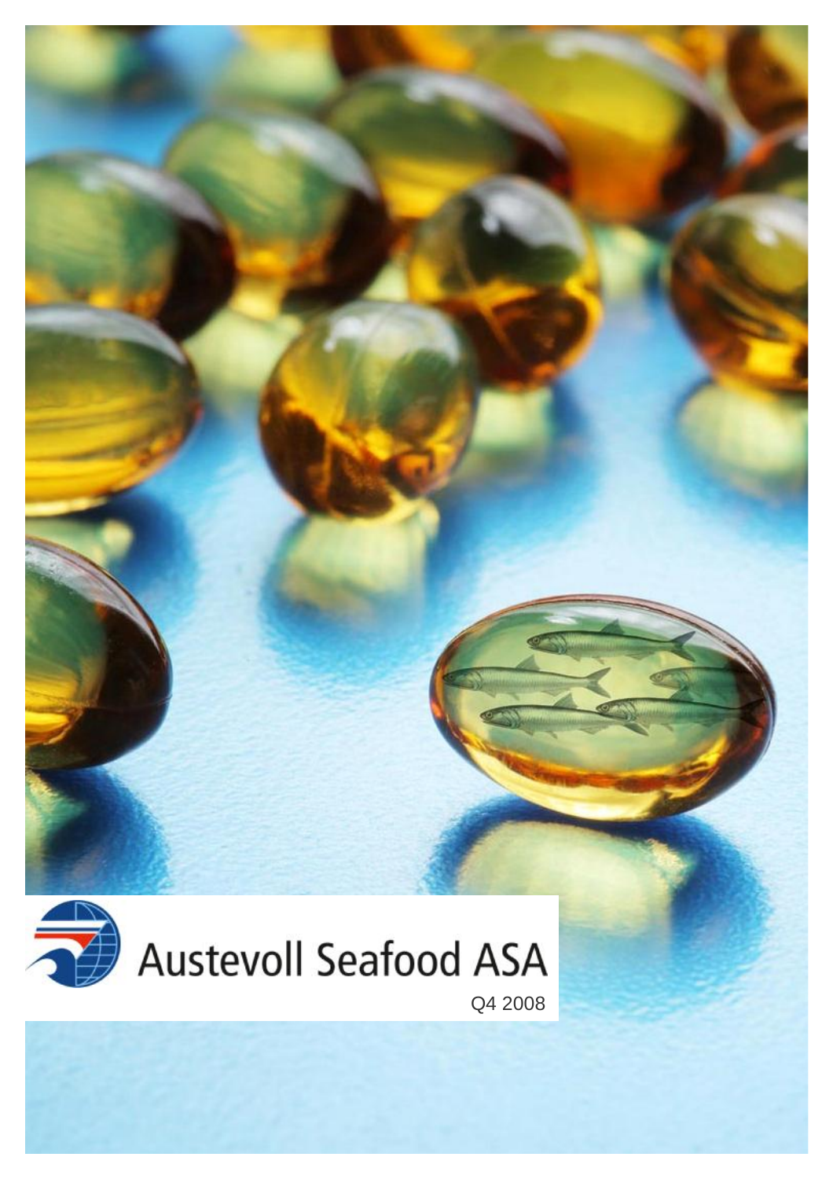# Austevoll Seafood ASA

Q4 2008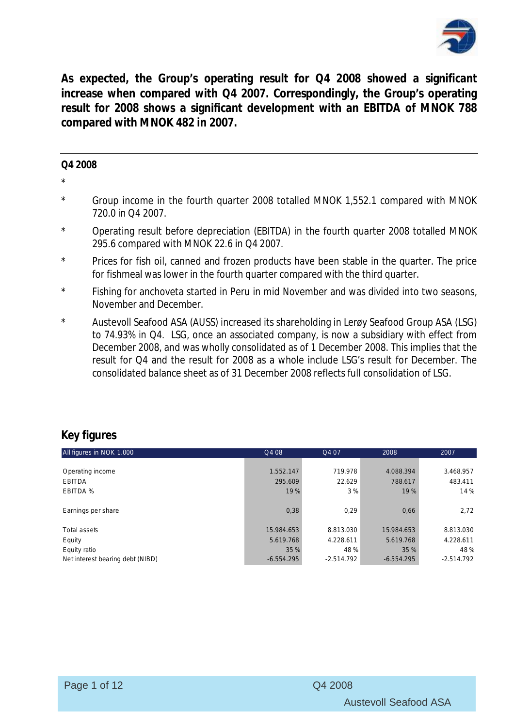**As expected, the Group's operating result for Q4 2008 showed a significant increase when compared with Q4 2007. Correspondingly, the Group's operating result for 2008 shows a significant development with an EBITDA of MNOK 788 compared with MNOK 482 in 2007.**

## Q4 2008

*

* Group income in the fourth quarter 2008 totalled MNOK 1,552.1 compared with MNOK 720.0 in Q4 2007.
* Operating result before depreciation (EBITDA) in the fourth quarter 2008 totalled MNOK 295.6 compared with MNOK 22.6 in Q4 2007.
* Prices for fish oil, canned and frozen products have been stable in the quarter. The price for fishmeal was lower in the fourth quarter compared with the third quarter.
* Fishing for anchoveta started in Peru in mid November and was divided into two seasons, November and December.
* Austevoll Seafood ASA (AUSS) increased its shareholding in Lerøy Seafood Group ASA (LSG) to 74.93% in Q4. LSG, once an associated company, is now a subsidiary with effect from December 2008, and was wholly consolidated as of 1 December 2008. This implies that the result for Q4 and the result for 2008 as a whole include LSG's result for December. The consolidated balance sheet as of 31 December 2008 reflects full consolidation of LSG.

## Key figures

| All figures in NOK 1.000 | Q4 08 | Q4 07 | 2008 | 2007 |
|---|---|---|---|---|
| Operating income | 1.552.147 | 719.978 | 4.088.394 | 3.468.957 |
| EBITDA | 295.609 | 22.629 | 788.617 | 483.411 |
| EBITDA % | 19 % | 3 % | 19 % | 14 % |
| Earnings per share | 0,38 | 0,29 | 0,66 | 2,72 |
| Total assets | 15.984.653 | 8.813.030 | 15.984.653 | 8.813.030 |
| Equity | 5.619.768 | 4.228.611 | 5.619.768 | 4.228.611 |
| Equity ratio | 35 % | 48 % | 35 % | 48 % |
| Net interest bearing debt (NIBD) | -6.554.295 | -2.514.792 | -6.554.295 | -2.514.792 |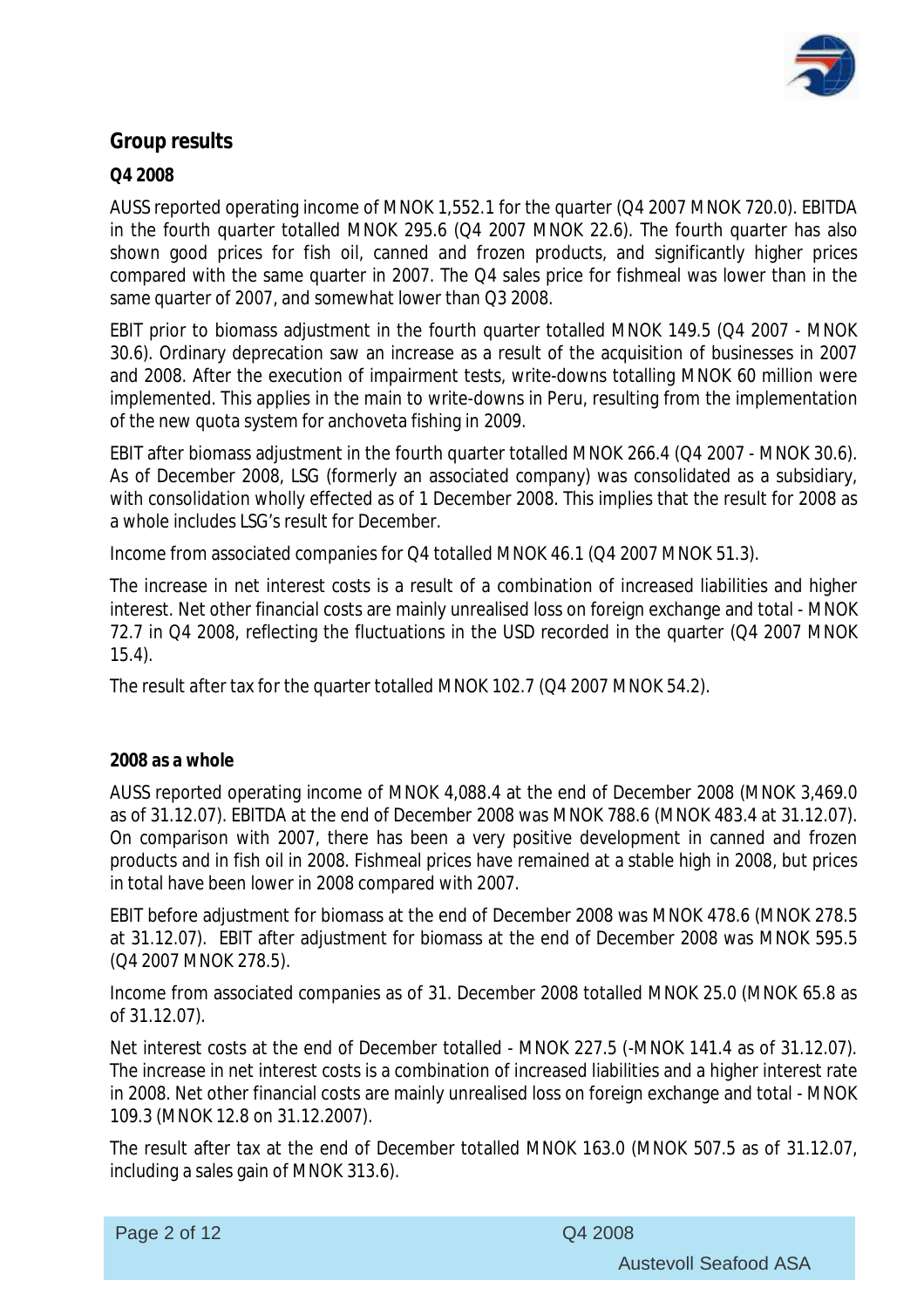## Group results

### Q4 2008

AUSS reported operating income of MNOK 1,552.1 for the quarter (Q4 2007 MNOK 720.0). EBITDA in the fourth quarter totalled MNOK 295.6 (Q4 2007 MNOK 22.6). The fourth quarter has also shown good prices for fish oil, canned and frozen products, and significantly higher prices compared with the same quarter in 2007. The Q4 sales price for fishmeal was lower than in the same quarter of 2007, and somewhat lower than Q3 2008.

EBIT prior to biomass adjustment in the fourth quarter totalled MNOK 149.5 (Q4 2007 - MNOK 30.6). Ordinary deprecation saw an increase as a result of the acquisition of businesses in 2007 and 2008. After the execution of impairment tests, write-downs totalling MNOK 60 million were implemented. This applies in the main to write-downs in Peru, resulting from the implementation of the new quota system for anchoveta fishing in 2009.

EBIT after biomass adjustment in the fourth quarter totalled MNOK 266.4 (Q4 2007 - MNOK 30.6). As of December 2008, LSG (formerly an associated company) was consolidated as a subsidiary, with consolidation wholly effected as of 1 December 2008. This implies that the result for 2008 as a whole includes LSG's result for December.

Income from associated companies for Q4 totalled MNOK 46.1 (Q4 2007 MNOK 51.3).

The increase in net interest costs is a result of a combination of increased liabilities and higher interest. Net other financial costs are mainly unrealised loss on foreign exchange and total - MNOK 72.7 in Q4 2008, reflecting the fluctuations in the USD recorded in the quarter (Q4 2007 MNOK 15.4).

The result after tax for the quarter totalled MNOK 102.7 (Q4 2007 MNOK 54.2).

### 2008 as a whole

AUSS reported operating income of MNOK 4,088.4 at the end of December 2008 (MNOK 3,469.0 as of 31.12.07). EBITDA at the end of December 2008 was MNOK 788.6 (MNOK 483.4 at 31.12.07). On comparison with 2007, there has been a very positive development in canned and frozen products and in fish oil in 2008. Fishmeal prices have remained at a stable high in 2008, but prices in total have been lower in 2008 compared with 2007.

EBIT before adjustment for biomass at the end of December 2008 was MNOK 478.6 (MNOK 278.5 at 31.12.07). EBIT after adjustment for biomass at the end of December 2008 was MNOK 595.5 (Q4 2007 MNOK 278.5).

Income from associated companies as of 31. December 2008 totalled MNOK 25.0 (MNOK 65.8 as of 31.12.07).

Net interest costs at the end of December totalled - MNOK 227.5 (-MNOK 141.4 as of 31.12.07). The increase in net interest costs is a combination of increased liabilities and a higher interest rate in 2008. Net other financial costs are mainly unrealised loss on foreign exchange and total - MNOK 109.3 (MNOK 12.8 on 31.12.2007).

The result after tax at the end of December totalled MNOK 163.0 (MNOK 507.5 as of 31.12.07, including a sales gain of MNOK 313.6).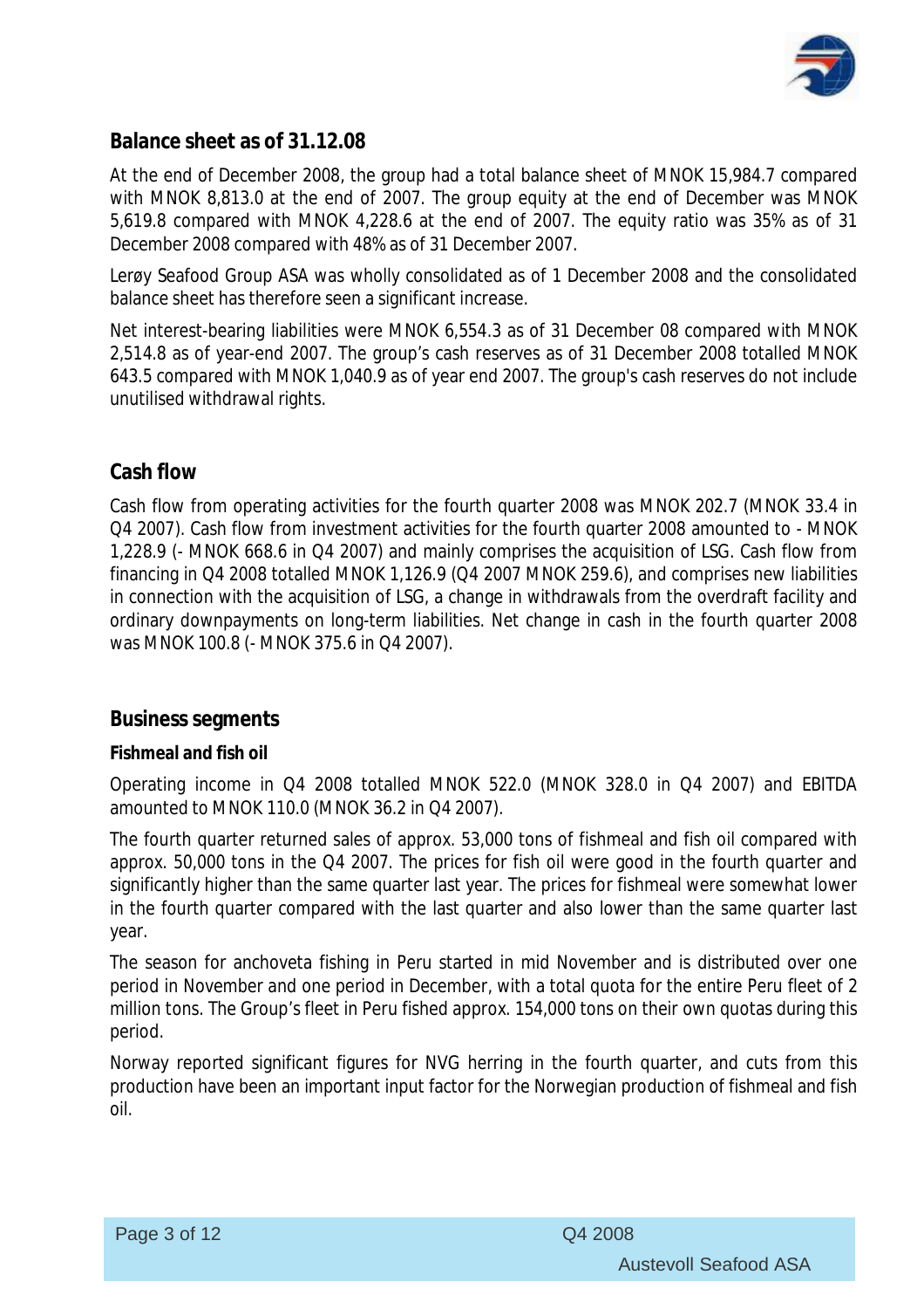## Balance sheet as of 31.12.08

At the end of December 2008, the group had a total balance sheet of MNOK 15,984.7 compared with MNOK 8,813.0 at the end of 2007. The group equity at the end of December was MNOK 5,619.8 compared with MNOK 4,228.6 at the end of 2007. The equity ratio was 35% as of 31 December 2008 compared with 48% as of 31 December 2007.

Lerøy Seafood Group ASA was wholly consolidated as of 1 December 2008 and the consolidated balance sheet has therefore seen a significant increase.

Net interest-bearing liabilities were MNOK 6,554.3 as of 31 December 08 compared with MNOK 2,514.8 as of year-end 2007. The group's cash reserves as of 31 December 2008 totalled MNOK 643.5 compared with MNOK 1,040.9 as of year end 2007. The group's cash reserves do not include unutilised withdrawal rights.

## Cash flow

Cash flow from operating activities for the fourth quarter 2008 was MNOK 202.7 (MNOK 33.4 in Q4 2007). Cash flow from investment activities for the fourth quarter 2008 amounted to - MNOK 1,228.9 (- MNOK 668.6 in Q4 2007) and mainly comprises the acquisition of LSG. Cash flow from financing in Q4 2008 totalled MNOK 1,126.9 (Q4 2007 MNOK 259.6), and comprises new liabilities in connection with the acquisition of LSG, a change in withdrawals from the overdraft facility and ordinary downpayments on long-term liabilities. Net change in cash in the fourth quarter 2008 was MNOK 100.8 (- MNOK 375.6 in Q4 2007).

## Business segments

### Fishmeal and fish oil

Operating income in Q4 2008 totalled MNOK 522.0 (MNOK 328.0 in Q4 2007) and EBITDA amounted to MNOK 110.0 (MNOK 36.2 in Q4 2007).

The fourth quarter returned sales of approx. 53,000 tons of fishmeal and fish oil compared with approx. 50,000 tons in the Q4 2007. The prices for fish oil were good in the fourth quarter and significantly higher than the same quarter last year. The prices for fishmeal were somewhat lower in the fourth quarter compared with the last quarter and also lower than the same quarter last year.

The season for anchoveta fishing in Peru started in mid November and is distributed over one period in November and one period in December, with a total quota for the entire Peru fleet of 2 million tons. The Group's fleet in Peru fished approx. 154,000 tons on their own quotas during this period.

Norway reported significant figures for NVG herring in the fourth quarter, and cuts from this production have been an important input factor for the Norwegian production of fishmeal and fish oil.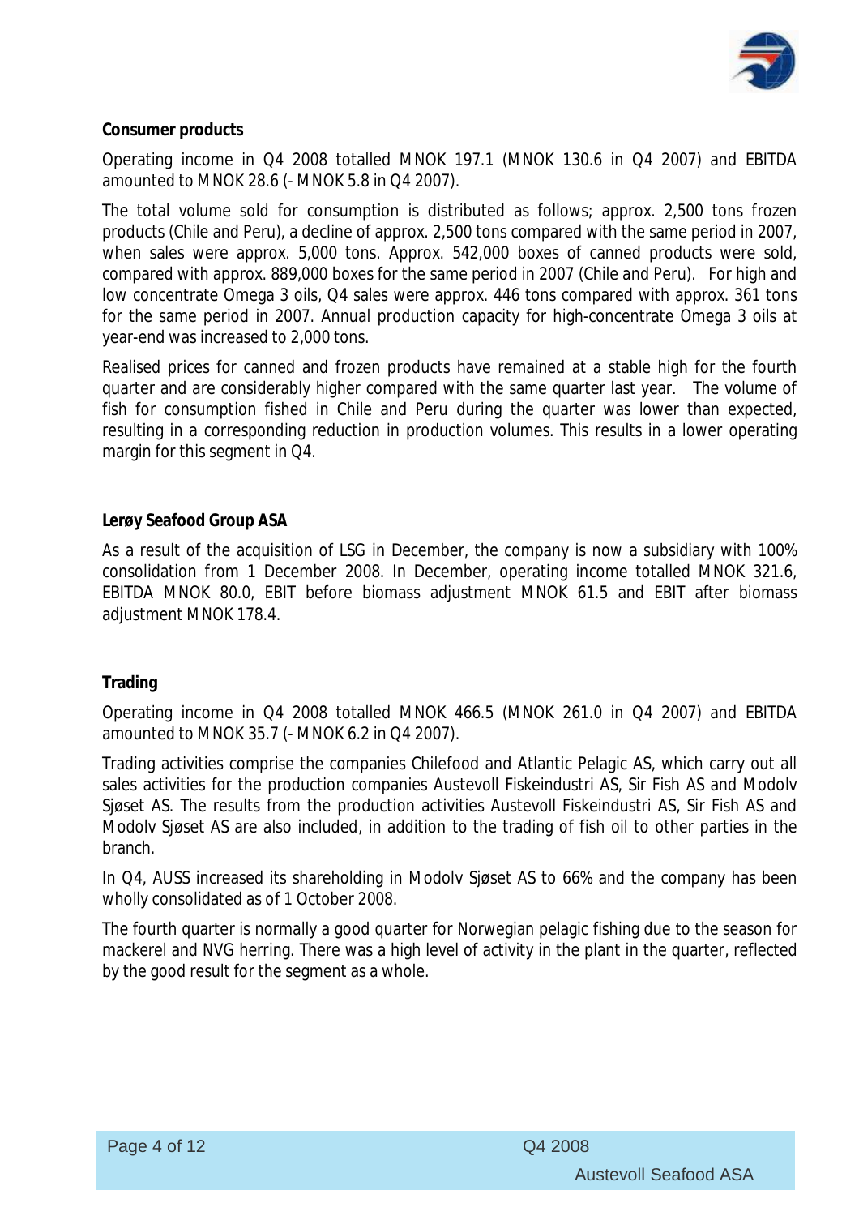**Consumer products**

Operating income in Q4 2008 totalled MNOK 197.1 (MNOK 130.6 in Q4 2007) and EBITDA amounted to MNOK 28.6 (- MNOK 5.8 in Q4 2007).

The total volume sold for consumption is distributed as follows; approx. 2,500 tons frozen products (Chile and Peru), a decline of approx. 2,500 tons compared with the same period in 2007, when sales were approx. 5,000 tons. Approx. 542,000 boxes of canned products were sold, compared with approx. 889,000 boxes for the same period in 2007 (Chile and Peru). For high and low concentrate Omega 3 oils, Q4 sales were approx. 446 tons compared with approx. 361 tons for the same period in 2007. Annual production capacity for high-concentrate Omega 3 oils at year-end was increased to 2,000 tons.

Realised prices for canned and frozen products have remained at a stable high for the fourth quarter and are considerably higher compared with the same quarter last year. The volume of fish for consumption fished in Chile and Peru during the quarter was lower than expected, resulting in a corresponding reduction in production volumes. This results in a lower operating margin for this segment in Q4.

**Lerøy Seafood Group ASA**

As a result of the acquisition of LSG in December, the company is now a subsidiary with 100% consolidation from 1 December 2008. In December, operating income totalled MNOK 321.6, EBITDA MNOK 80.0, EBIT before biomass adjustment MNOK 61.5 and EBIT after biomass adjustment MNOK 178.4.

**Trading**

Operating income in Q4 2008 totalled MNOK 466.5 (MNOK 261.0 in Q4 2007) and EBITDA amounted to MNOK 35.7 (- MNOK 6.2 in Q4 2007).

Trading activities comprise the companies Chilefood and Atlantic Pelagic AS, which carry out all sales activities for the production companies Austevoll Fiskeindustri AS, Sir Fish AS and Modolv Sjøset AS. The results from the production activities Austevoll Fiskeindustri AS, Sir Fish AS and Modolv Sjøset AS are also included, in addition to the trading of fish oil to other parties in the branch.

In Q4, AUSS increased its shareholding in Modolv Sjøset AS to 66% and the company has been wholly consolidated as of 1 October 2008.

The fourth quarter is normally a good quarter for Norwegian pelagic fishing due to the season for mackerel and NVG herring. There was a high level of activity in the plant in the quarter, reflected by the good result for the segment as a whole.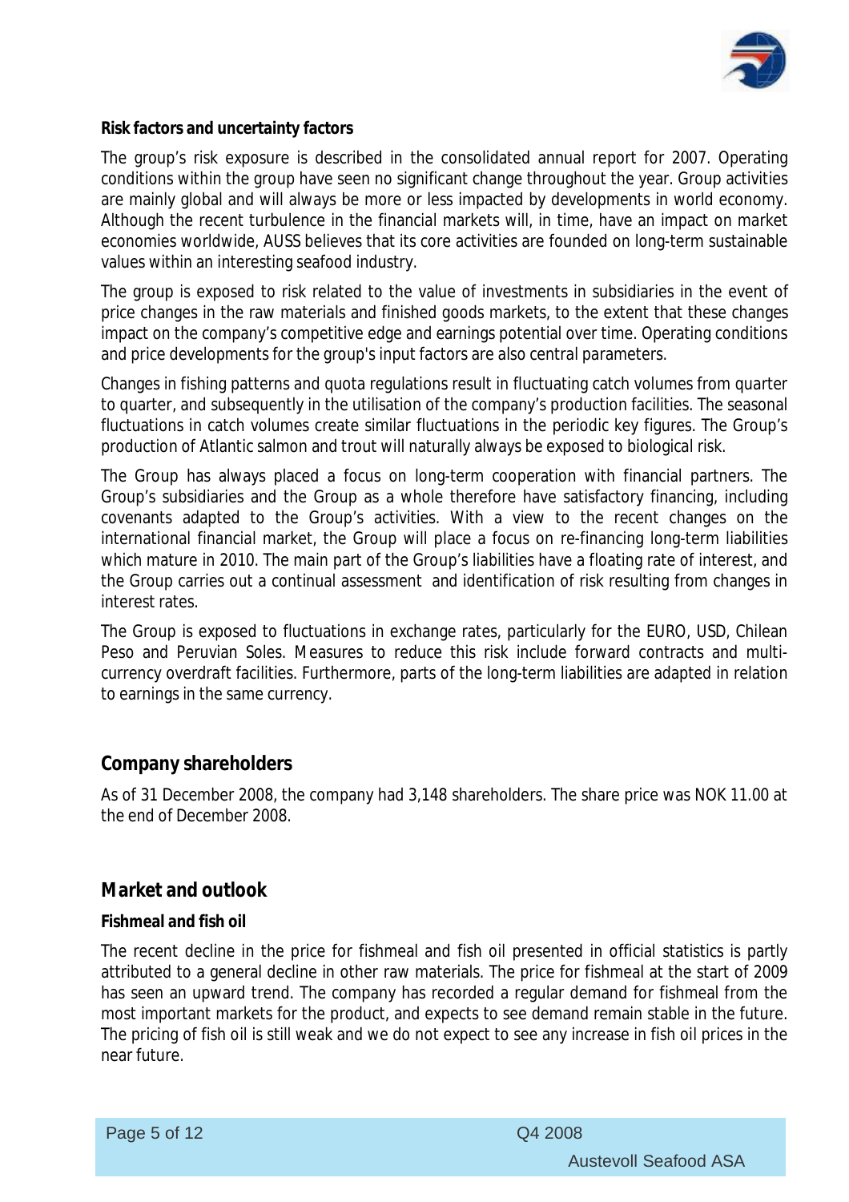**Risk factors and uncertainty factors**

The group's risk exposure is described in the consolidated annual report for 2007. Operating conditions within the group have seen no significant change throughout the year. Group activities are mainly global and will always be more or less impacted by developments in world economy. Although the recent turbulence in the financial markets will, in time, have an impact on market economies worldwide, AUSS believes that its core activities are founded on long-term sustainable values within an interesting seafood industry.

The group is exposed to risk related to the value of investments in subsidiaries in the event of price changes in the raw materials and finished goods markets, to the extent that these changes impact on the company's competitive edge and earnings potential over time. Operating conditions and price developments for the group's input factors are also central parameters.

Changes in fishing patterns and quota regulations result in fluctuating catch volumes from quarter to quarter, and subsequently in the utilisation of the company's production facilities. The seasonal fluctuations in catch volumes create similar fluctuations in the periodic key figures. The Group's production of Atlantic salmon and trout will naturally always be exposed to biological risk.

The Group has always placed a focus on long-term cooperation with financial partners. The Group's subsidiaries and the Group as a whole therefore have satisfactory financing, including covenants adapted to the Group's activities. With a view to the recent changes on the international financial market, the Group will place a focus on re-financing long-term liabilities which mature in 2010. The main part of the Group's liabilities have a floating rate of interest, and the Group carries out a continual assessment and identification of risk resulting from changes in interest rates.

The Group is exposed to fluctuations in exchange rates, particularly for the EURO, USD, Chilean Peso and Peruvian Soles. Measures to reduce this risk include forward contracts and multi-currency overdraft facilities. Furthermore, parts of the long-term liabilities are adapted in relation to earnings in the same currency.

## Company shareholders

As of 31 December 2008, the company had 3,148 shareholders. The share price was NOK 11.00 at the end of December 2008.

## Market and outlook

**Fishmeal and fish oil**

The recent decline in the price for fishmeal and fish oil presented in official statistics is partly attributed to a general decline in other raw materials. The price for fishmeal at the start of 2009 has seen an upward trend. The company has recorded a regular demand for fishmeal from the most important markets for the product, and expects to see demand remain stable in the future. The pricing of fish oil is still weak and we do not expect to see any increase in fish oil prices in the near future.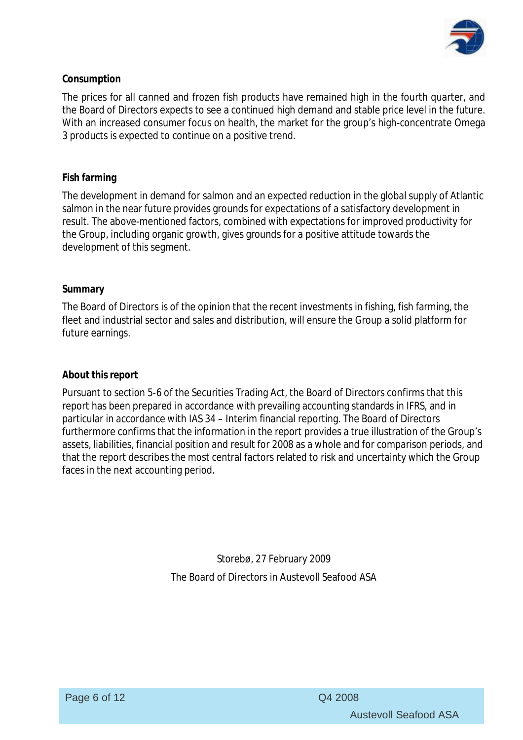**Consumption**

The prices for all canned and frozen fish products have remained high in the fourth quarter, and the Board of Directors expects to see a continued high demand and stable price level in the future. With an increased consumer focus on health, the market for the group's high-concentrate Omega 3 products is expected to continue on a positive trend.

**Fish farming**

The development in demand for salmon and an expected reduction in the global supply of Atlantic salmon in the near future provides grounds for expectations of a satisfactory development in result. The above-mentioned factors, combined with expectations for improved productivity for the Group, including organic growth, gives grounds for a positive attitude towards the development of this segment.

**Summary**

The Board of Directors is of the opinion that the recent investments in fishing, fish farming, the fleet and industrial sector and sales and distribution, will ensure the Group a solid platform for future earnings.

**About this report**

Pursuant to section 5-6 of the Securities Trading Act, the Board of Directors confirms that this report has been prepared in accordance with prevailing accounting standards in IFRS, and in particular in accordance with IAS 34 – Interim financial reporting. The Board of Directors furthermore confirms that the information in the report provides a true illustration of the Group's assets, liabilities, financial position and result for 2008 as a whole and for comparison periods, and that the report describes the most central factors related to risk and uncertainty which the Group faces in the next accounting period.

Storebø, 27 February 2009

The Board of Directors in Austevoll Seafood ASA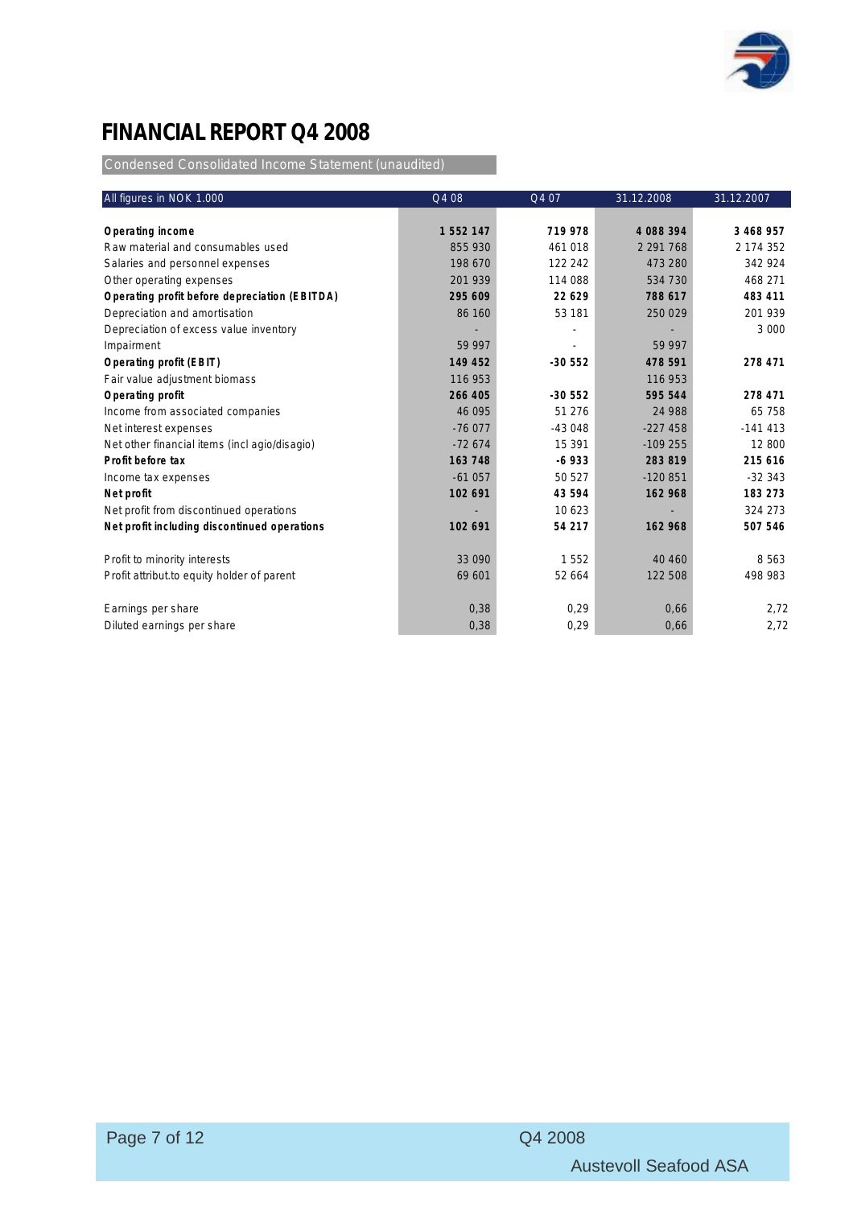# FINANCIAL REPORT Q4 2008

## Condensed Consolidated Income Statement (unaudited)

| All figures in NOK 1.000 | Q4 08 | Q4 07 | 31.12.2008 | 31.12.2007 |
|---|---|---|---|---|
| **Operating income** | **1 552 147** | **719 978** | **4 088 394** | **3 468 957** |
| Raw material and consumables used | 855 930 | 461 018 | 2 291 768 | 2 174 352 |
| Salaries and personnel expenses | 198 670 | 122 242 | 473 280 | 342 924 |
| Other operating expenses | 201 939 | 114 088 | 534 730 | 468 271 |
| **Operating profit before depreciation (EBITDA)** | **295 609** | **22 629** | **788 617** | **483 411** |
| Depreciation and amortisation | 86 160 | 53 181 | 250 029 | 201 939 |
| Depreciation of excess value inventory | - | - | - | 3 000 |
| Impairment | 59 997 | - | 59 997 | |
| **Operating profit (EBIT)** | **149 452** | **-30 552** | **478 591** | **278 471** |
| Fair value adjustment biomass | 116 953 | | 116 953 | |
| **Operating profit** | **266 405** | **-30 552** | **595 544** | **278 471** |
| Income from associated companies | 46 095 | 51 276 | 24 988 | 65 758 |
| Net interest expenses | -76 077 | -43 048 | -227 458 | -141 413 |
| Net other financial items (incl agio/disagio) | -72 674 | 15 391 | -109 255 | 12 800 |
| **Profit before tax** | **163 748** | **-6 933** | **283 819** | **215 616** |
| Income tax expenses | -61 057 | 50 527 | -120 851 | -32 343 |
| **Net profit** | **102 691** | **43 594** | **162 968** | **183 273** |
| Net profit from discontinued operations | - | 10 623 | - | 324 273 |
| **Net profit including discontinued operations** | **102 691** | **54 217** | **162 968** | **507 546** |
| | | | | |
| Profit to minority interests | 33 090 | 1 552 | 40 460 | 8 563 |
| Profit attribut.to equity holder of parent | 69 601 | 52 664 | 122 508 | 498 983 |
| | | | | |
| Earnings per share | 0,38 | 0,29 | 0,66 | 2,72 |
| Diluted earnings per share | 0,38 | 0,29 | 0,66 | 2,72 |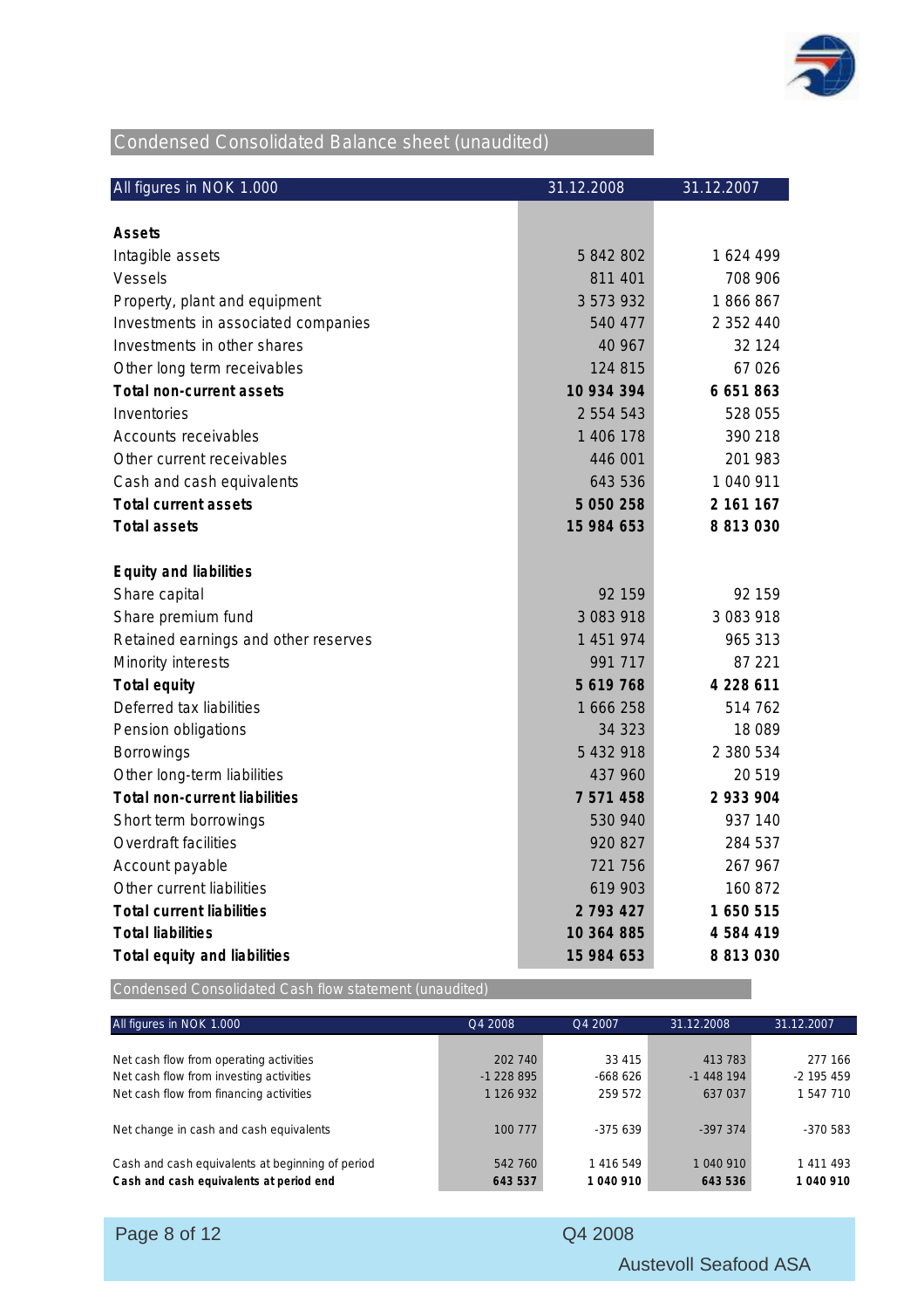## Condensed Consolidated Balance sheet (unaudited)

| All figures in NOK 1.000 | 31.12.2008 | 31.12.2007 |
|---|---|---|
| **Assets** | | |
| Intagible assets | 5 842 802 | 1 624 499 |
| Vessels | 811 401 | 708 906 |
| Property, plant and equipment | 3 573 932 | 1 866 867 |
| Investments in associated companies | 540 477 | 2 352 440 |
| Investments in other shares | 40 967 | 32 124 |
| Other long term receivables | 124 815 | 67 026 |
| **Total non-current assets** | **10 934 394** | **6 651 863** |
| Inventories | 2 554 543 | 528 055 |
| Accounts receivables | 1 406 178 | 390 218 |
| Other current receivables | 446 001 | 201 983 |
| Cash and cash equivalents | 643 536 | 1 040 911 |
| **Total current assets** | **5 050 258** | **2 161 167** |
| **Total assets** | **15 984 653** | **8 813 030** |
| | | |
| **Equity and liabilities** | | |
| Share capital | 92 159 | 92 159 |
| Share premium fund | 3 083 918 | 3 083 918 |
| Retained earnings and other reserves | 1 451 974 | 965 313 |
| Minority interests | 991 717 | 87 221 |
| **Total equity** | **5 619 768** | **4 228 611** |
| Deferred tax liabilities | 1 666 258 | 514 762 |
| Pension obligations | 34 323 | 18 089 |
| Borrowings | 5 432 918 | 2 380 534 |
| Other long-term liabilities | 437 960 | 20 519 |
| **Total non-current liabilities** | **7 571 458** | **2 933 904** |
| Short term borrowings | 530 940 | 937 140 |
| Overdraft facilities | 920 827 | 284 537 |
| Account payable | 721 756 | 267 967 |
| Other current liabilities | 619 903 | 160 872 |
| **Total current liabilities** | **2 793 427** | **1 650 515** |
| **Total liabilities** | **10 364 885** | **4 584 419** |
| **Total equity and liabilities** | **15 984 653** | **8 813 030** |

## Condensed Consolidated Cash flow statement (unaudited)

| All figures in NOK 1.000 | Q4 2008 | Q4 2007 | 31.12.2008 | 31.12.2007 |
|---|---|---|---|---|
| Net cash flow from operating activities | 202 740 | 33 415 | 413 783 | 277 166 |
| Net cash flow from investing activities | -1 228 895 | -668 626 | -1 448 194 | -2 195 459 |
| Net cash flow from financing activities | 1 126 932 | 259 572 | 637 037 | 1 547 710 |
| | | | | |
| Net change in cash and cash equivalents | 100 777 | -375 639 | -397 374 | -370 583 |
| | | | | |
| Cash and cash equivalents at beginning of period | 542 760 | 1 416 549 | 1 040 910 | 1 411 493 |
| **Cash and cash equivalents at period end** | **643 537** | **1 040 910** | **643 536** | **1 040 910** |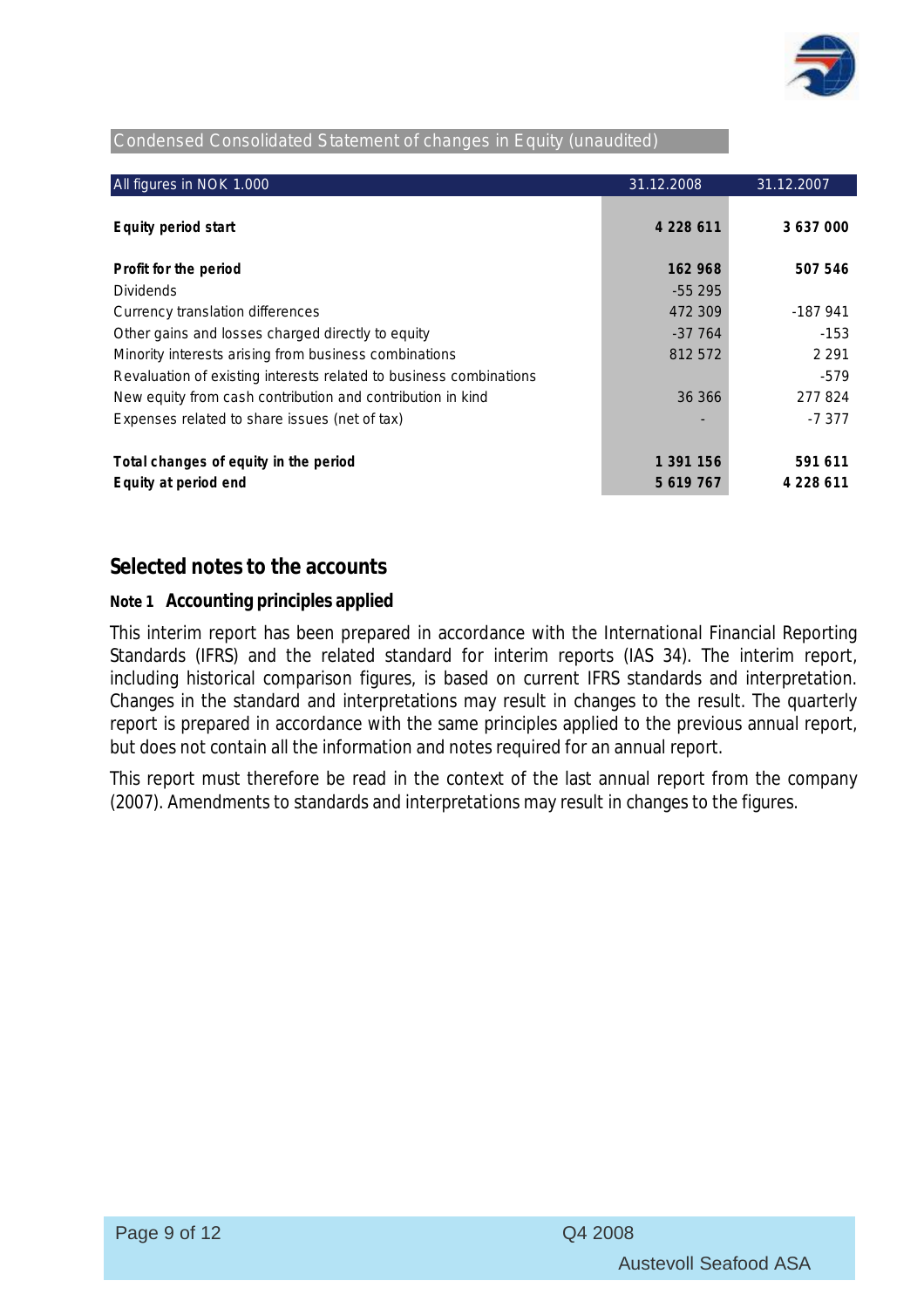## Condensed Consolidated Statement of changes in Equity (unaudited)

| All figures in NOK 1.000 | 31.12.2008 | 31.12.2007 |
|---|---|---|
| **Equity period start** | **4 228 611** | **3 637 000** |
| **Profit for the period** | **162 968** | **507 546** |
| Dividends | -55 295 | |
| Currency translation differences | 472 309 | -187 941 |
| Other gains and losses charged directly to equity | -37 764 | -153 |
| Minority interests arising from business combinations | 812 572 | 2 291 |
| Revaluation of existing interests related to business combinations | | -579 |
| New equity from cash contribution and contribution in kind | 36 366 | 277 824 |
| Expenses related to share issues (net of tax) | - | -7 377 |
| **Total changes of equity in the period** | **1 391 156** | **591 611** |
| **Equity at period end** | **5 619 767** | **4 228 611** |

## Selected notes to the accounts

### Note 1 Accounting principles applied

This interim report has been prepared in accordance with the International Financial Reporting Standards (IFRS) and the related standard for interim reports (IAS 34). The interim report, including historical comparison figures, is based on current IFRS standards and interpretation. Changes in the standard and interpretations may result in changes to the result. The quarterly report is prepared in accordance with the same principles applied to the previous annual report, but does not contain all the information and notes required for an annual report.

This report must therefore be read in the context of the last annual report from the company (2007). Amendments to standards and interpretations may result in changes to the figures.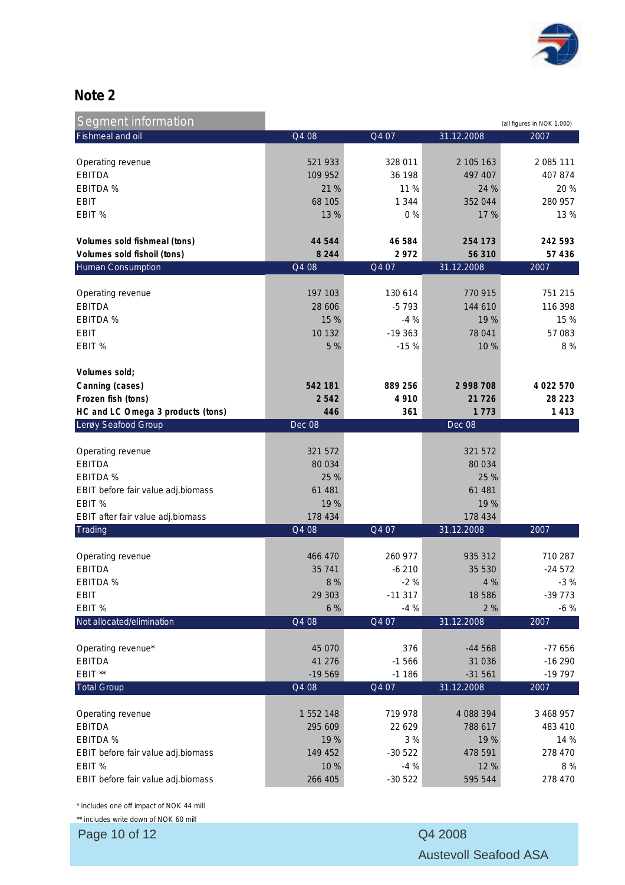## Note 2

(all figures in NOK 1.000)

| Segment information | | | | |
|---|---|---|---|---|
| **Fishmeal and oil** | **Q4 08** | **Q4 07** | **31.12.2008** | **2007** |
| Operating revenue | 521 933 | 328 011 | 2 105 163 | 2 085 111 |
| EBITDA | 109 952 | 36 198 | 497 407 | 407 874 |
| EBITDA % | 21 % | 11 % | 24 % | 20 % |
| EBIT | 68 105 | 1 344 | 352 044 | 280 957 |
| EBIT % | 13 % | 0 % | 17 % | 13 % |
| **Volumes sold fishmeal (tons)** | **44 544** | **46 584** | **254 173** | **242 593** |
| **Volumes sold fishoil (tons)** | **8 244** | **2 972** | **56 310** | **57 436** |
| **Human Consumption** | **Q4 08** | **Q4 07** | **31.12.2008** | **2007** |
| Operating revenue | 197 103 | 130 614 | 770 915 | 751 215 |
| EBITDA | 28 606 | -5 793 | 144 610 | 116 398 |
| EBITDA % | 15 % | -4 % | 19 % | 15 % |
| EBIT | 10 132 | -19 363 | 78 041 | 57 083 |
| EBIT % | 5 % | -15 % | 10 % | 8 % |
| **Volumes sold;** | | | | |
| **Canning (cases)** | **542 181** | **889 256** | **2 998 708** | **4 022 570** |
| **Frozen fish (tons)** | **2 542** | **4 910** | **21 726** | **28 223** |
| **HC and LC Omega 3 products (tons)** | **446** | **361** | **1 773** | **1 413** |
| **Lerøy Seafood Group** | **Dec 08** | | **Dec 08** | |
| Operating revenue | 321 572 | | 321 572 | |
| EBITDA | 80 034 | | 80 034 | |
| EBITDA % | 25 % | | 25 % | |
| EBIT before fair value adj.biomass | 61 481 | | 61 481 | |
| EBIT % | 19 % | | 19 % | |
| EBIT after fair value adj.biomass | 178 434 | | 178 434 | |
| **Trading** | **Q4 08** | **Q4 07** | **31.12.2008** | **2007** |
| Operating revenue | 466 470 | 260 977 | 935 312 | 710 287 |
| EBITDA | 35 741 | -6 210 | 35 530 | -24 572 |
| EBITDA % | 8 % | -2 % | 4 % | -3 % |
| EBIT | 29 303 | -11 317 | 18 586 | -39 773 |
| EBIT % | 6 % | -4 % | 2 % | -6 % |
| **Not allocated/elimination** | **Q4 08** | **Q4 07** | **31.12.2008** | **2007** |
| Operating revenue* | 45 070 | 376 | -44 568 | -77 656 |
| EBITDA | 41 276 | -1 566 | 31 036 | -16 290 |
| EBIT ** | -19 569 | -1 186 | -31 561 | -19 797 |
| **Total Group** | **Q4 08** | **Q4 07** | **31.12.2008** | **2007** |
| Operating revenue | 1 552 148 | 719 978 | 4 088 394 | 3 468 957 |
| EBITDA | 295 609 | 22 629 | 788 617 | 483 410 |
| EBITDA % | 19 % | 3 % | 19 % | 14 % |
| EBIT before fair value adj.biomass | 149 452 | -30 522 | 478 591 | 278 470 |
| EBIT % | 10 % | -4 % | 12 % | 8 % |
| EBIT before fair value adj.biomass | 266 405 | -30 522 | 595 544 | 278 470 |

\* includes one off impact of NOK 44 mill

\*\* includes write down of NOK 60 mill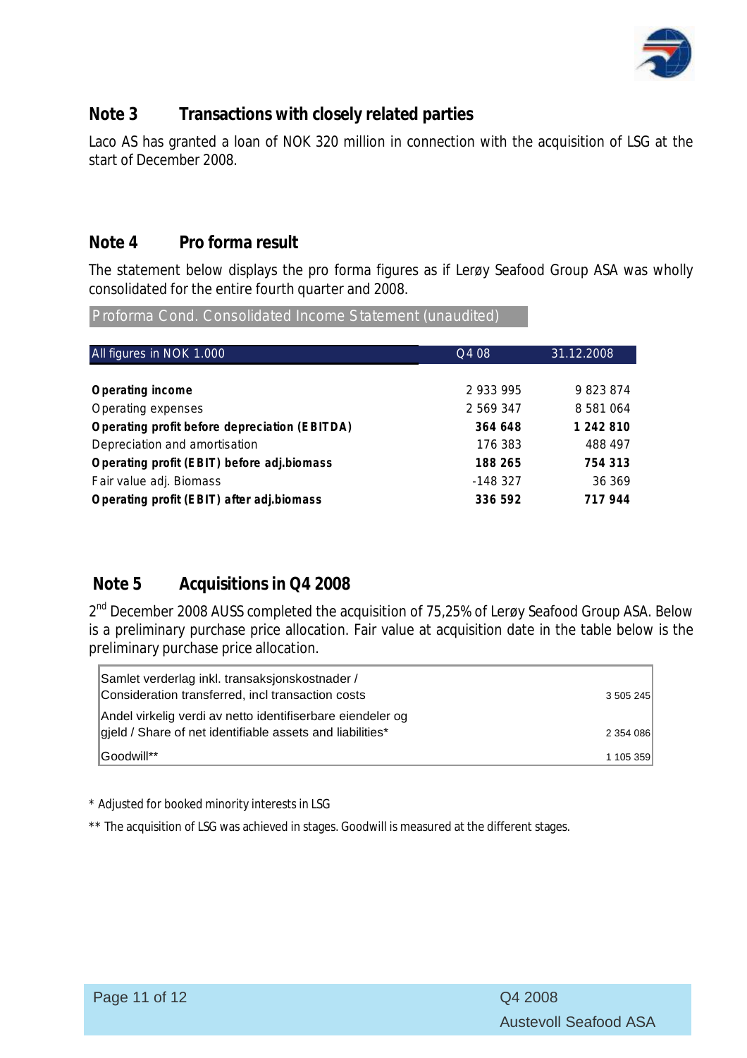## Note 3 Transactions with closely related parties

Laco AS has granted a loan of NOK 320 million in connection with the acquisition of LSG at the start of December 2008.

## Note 4 Pro forma result

The statement below displays the pro forma figures as if Lerøy Seafood Group ASA was wholly consolidated for the entire fourth quarter and 2008.

**Proforma Cond. Consolidated Income Statement (unaudited)**

| All figures in NOK 1.000 | Q4 08 | 31.12.2008 |
|---|---|---|
| **Operating income** | 2 933 995 | 9 823 874 |
| Operating expenses | 2 569 347 | 8 581 064 |
| **Operating profit before depreciation (EBITDA)** | **364 648** | **1 242 810** |
| Depreciation and amortisation | 176 383 | 488 497 |
| **Operating profit (EBIT) before adj.biomass** | **188 265** | **754 313** |
| Fair value adj. Biomass | -148 327 | 36 369 |
| **Operating profit (EBIT) after adj.biomass** | **336 592** | **717 944** |

## Note 5 Acquisitions in Q4 2008

2nd December 2008 AUSS completed the acquisition of 75,25% of Lerøy Seafood Group ASA. Below is a preliminary purchase price allocation. Fair value at acquisition date in the table below is the preliminary purchase price allocation.

| | |
|---|---|
| Samlet verderlag inkl. transaksjonskostnader / Consideration transferred, incl transaction costs | 3 505 245 |
| Andel virkelig verdi av netto identifiserbare eiendeler og gjeld / Share of net identifiable assets and liabilities* | 2 354 086 |
| Goodwill** | 1 105 359 |

\* Adjusted for booked minority interests in LSG

\*\* The acquisition of LSG was achieved in stages. Goodwill is measured at the different stages.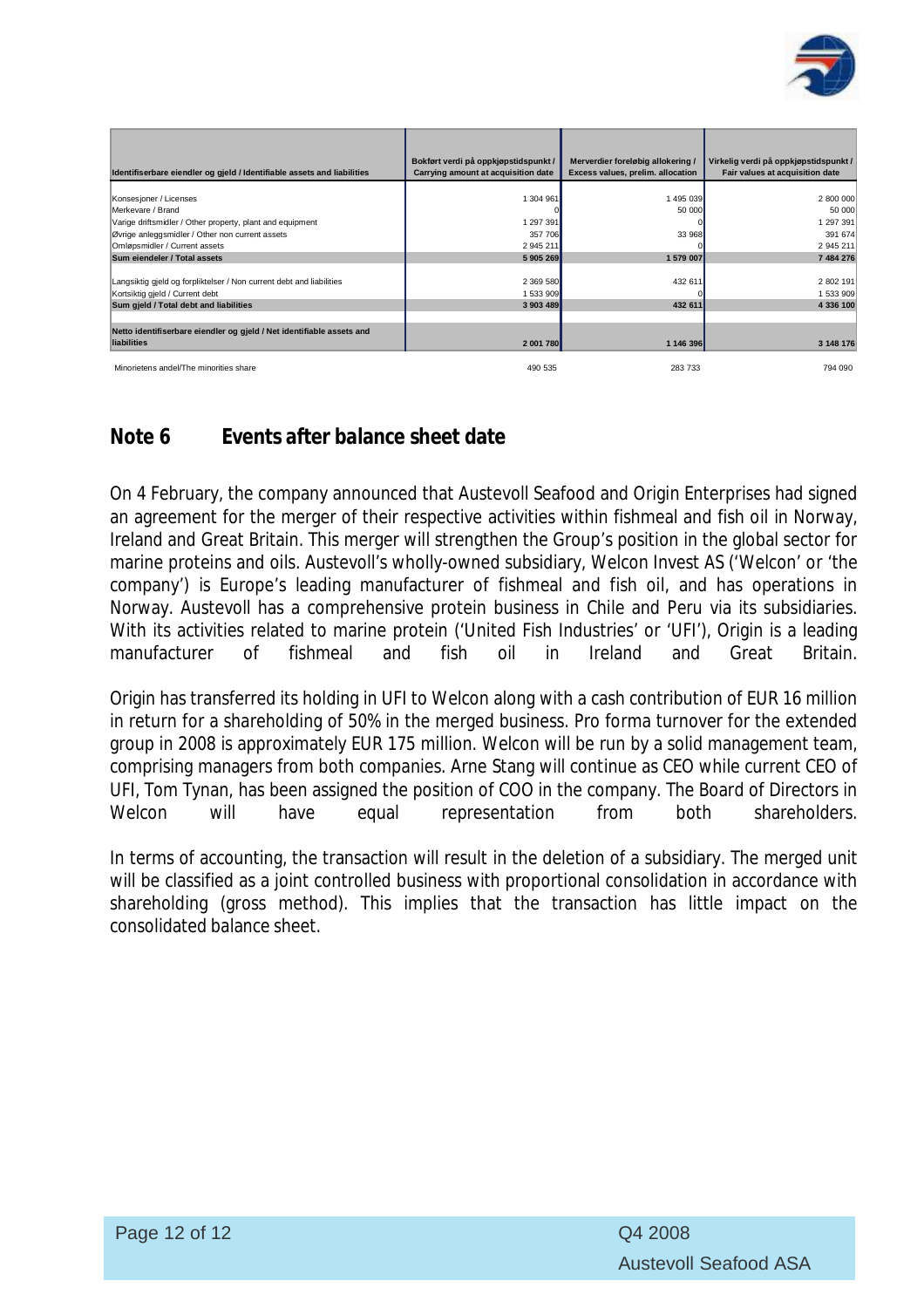| Identifiserbare eiendler og gjeld / Identifiable assets and liabilities | Bokført verdi på oppkjøpstidspunkt / Carrying amount at acquisition date | Merverdier foreløbig allokering / Excess values, prelim. allocation | Virkelig verdi på oppkjøpstidspunkt / Fair values at acquisition date |
|---|---|---|---|
| Konsesjoner / Licenses | 1 304 961 | 1 495 039 | 2 800 000 |
| Merkevare / Brand | 0 | 50 000 | 50 000 |
| Varige driftsmidler / Other property, plant and equipment | 1 297 391 | 0 | 1 297 391 |
| Øvrige anleggsmidler / Other non current assets | 357 706 | 33 968 | 391 674 |
| Omløpsmidler / Current assets | 2 945 211 | 0 | 2 945 211 |
| **Sum eiendeler / Total assets** | **5 905 269** | **1 579 007** | **7 484 276** |
| Langsiktig gjeld og forpliktelser / Non current debt and liabilities | 2 369 580 | 432 611 | 2 802 191 |
| Kortsiktig gjeld / Current debt | 1 533 909 | 0 | 1 533 909 |
| **Sum gjeld / Total debt and liabilities** | **3 903 489** | **432 611** | **4 336 100** |
| **Netto identifiserbare eiendler og gjeld / Net identifiable assets and liabilities** | **2 001 780** | **1 146 396** | **3 148 176** |
| Minorietens andel/The minorities share | 490 535 | 283 733 | 794 090 |

## Note 6 Events after balance sheet date

On 4 February, the company announced that Austevoll Seafood and Origin Enterprises had signed an agreement for the merger of their respective activities within fishmeal and fish oil in Norway, Ireland and Great Britain. This merger will strengthen the Group's position in the global sector for marine proteins and oils. Austevoll's wholly-owned subsidiary, Welcon Invest AS ('Welcon' or 'the company') is Europe's leading manufacturer of fishmeal and fish oil, and has operations in Norway. Austevoll has a comprehensive protein business in Chile and Peru via its subsidiaries. With its activities related to marine protein ('United Fish Industries' or 'UFI'), Origin is a leading manufacturer of fishmeal and fish oil in Ireland and Great Britain.

Origin has transferred its holding in UFI to Welcon along with a cash contribution of EUR 16 million in return for a shareholding of 50% in the merged business. Pro forma turnover for the extended group in 2008 is approximately EUR 175 million. Welcon will be run by a solid management team, comprising managers from both companies. Arne Stang will continue as CEO while current CEO of UFI, Tom Tynan, has been assigned the position of COO in the company. The Board of Directors in Welcon will have equal representation from both shareholders.

In terms of accounting, the transaction will result in the deletion of a subsidiary. The merged unit will be classified as a joint controlled business with proportional consolidation in accordance with shareholding (gross method). This implies that the transaction has little impact on the consolidated balance sheet.